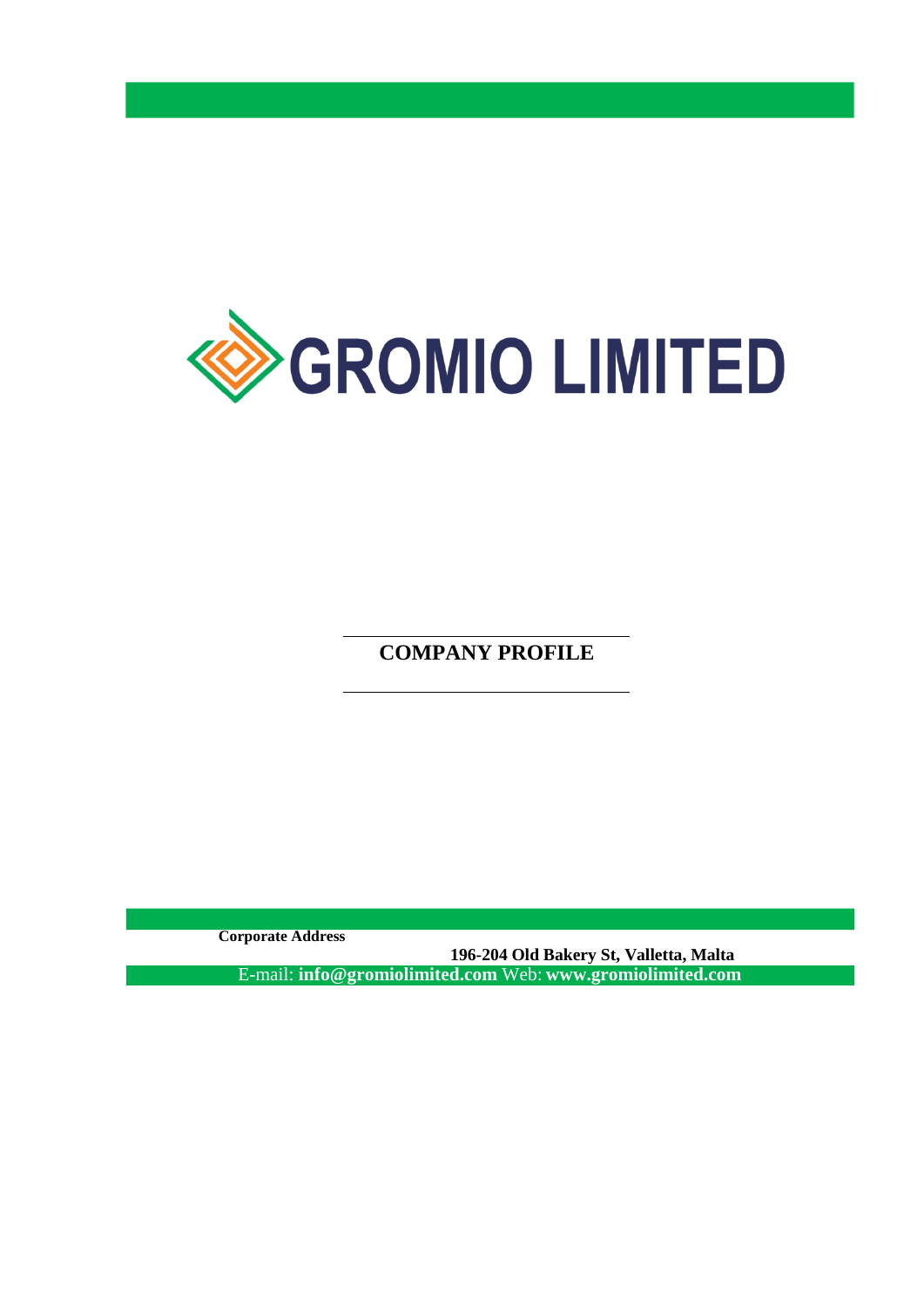# GROMIO LIMITED

## COMPANY PROFILE

**Corporate Address**

**196-204 Old Bakery St, Valletta, Malta**

E-mail: **info@gromiolimited.com** Web: **www.gromiolimited.com**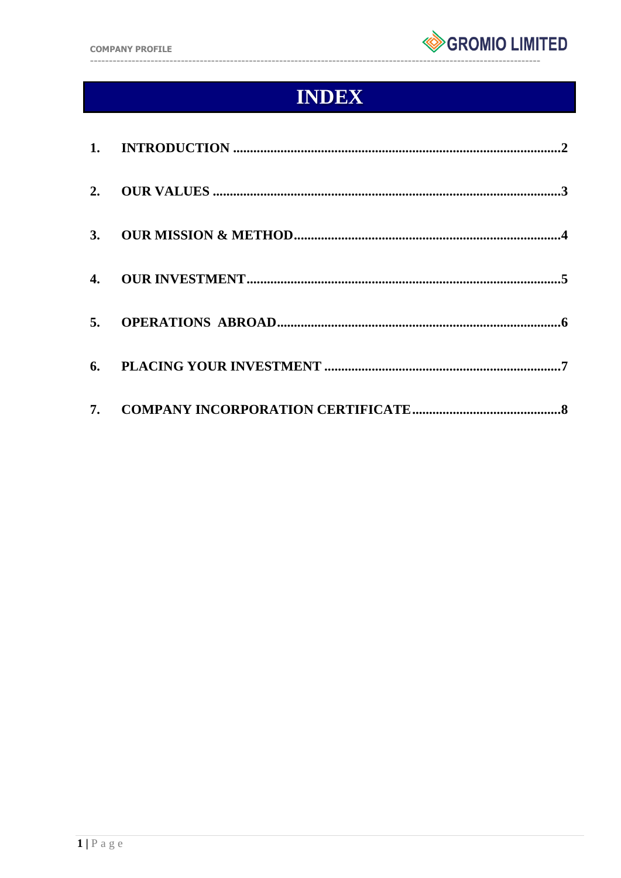# INDEX

1. INTRODUCTION ....................................................................................................2
2. OUR VALUES ........................................................................................................3
3. OUR MISSION & METHOD..................................................................................4
4. OUR INVESTMENT...............................................................................................5
5. OPERATIONS ABROAD.......................................................................................6
6. PLACING YOUR INVESTMENT .........................................................................7
7. COMPANY INCORPORATION CERTIFICATE...................................................8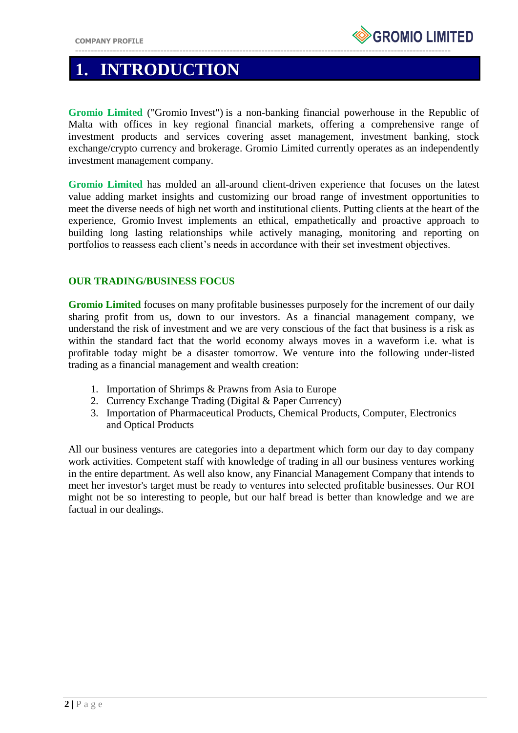# 1. INTRODUCTION

**Gromio Limited** ("Gromio Invest") is a non-banking financial powerhouse in the Republic of Malta with offices in key regional financial markets, offering a comprehensive range of investment products and services covering asset management, investment banking, stock exchange/crypto currency and brokerage. Gromio Limited currently operates as an independently investment management company.

**Gromio Limited** has molded an all-around client-driven experience that focuses on the latest value adding market insights and customizing our broad range of investment opportunities to meet the diverse needs of high net worth and institutional clients. Putting clients at the heart of the experience, Gromio Invest implements an ethical, empathetically and proactive approach to building long lasting relationships while actively managing, monitoring and reporting on portfolios to reassess each client's needs in accordance with their set investment objectives.

## OUR TRADING/BUSINESS FOCUS

**Gromio Limited** focuses on many profitable businesses purposely for the increment of our daily sharing profit from us, down to our investors. As a financial management company, we understand the risk of investment and we are very conscious of the fact that business is a risk as within the standard fact that the world economy always moves in a waveform i.e. what is profitable today might be a disaster tomorrow. We venture into the following under-listed trading as a financial management and wealth creation:

1. Importation of Shrimps & Prawns from Asia to Europe
2. Currency Exchange Trading (Digital & Paper Currency)
3. Importation of Pharmaceutical Products, Chemical Products, Computer, Electronics and Optical Products

All our business ventures are categories into a department which form our day to day company work activities. Competent staff with knowledge of trading in all our business ventures working in the entire department. As well also know, any Financial Management Company that intends to meet her investor's target must be ready to ventures into selected profitable businesses. Our ROI might not be so interesting to people, but our half bread is better than knowledge and we are factual in our dealings.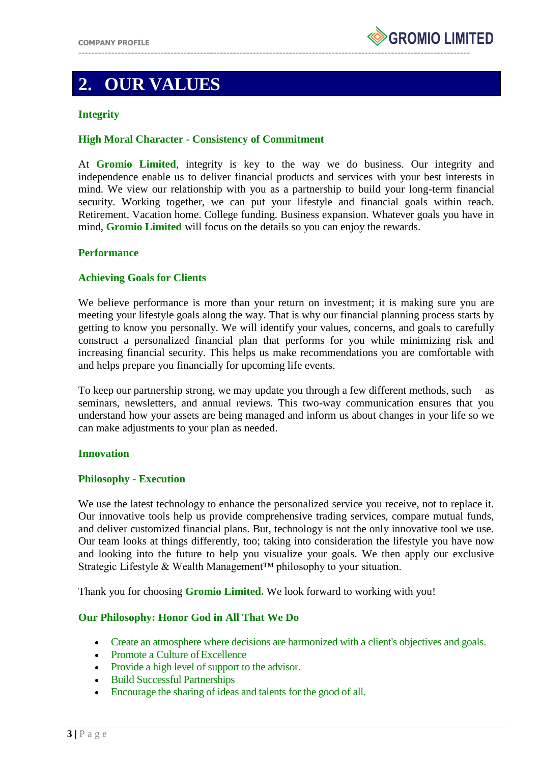## 2. OUR VALUES

**Integrity**

**High Moral Character - Consistency of Commitment**

At **Gromio Limited**, integrity is key to the way we do business. Our integrity and independence enable us to deliver financial products and services with your best interests in mind. We view our relationship with you as a partnership to build your long-term financial security. Working together, we can put your lifestyle and financial goals within reach. Retirement. Vacation home. College funding. Business expansion. Whatever goals you have in mind, **Gromio Limited** will focus on the details so you can enjoy the rewards.

**Performance**

**Achieving Goals for Clients**

We believe performance is more than your return on investment; it is making sure you are meeting your lifestyle goals along the way. That is why our financial planning process starts by getting to know you personally. We will identify your values, concerns, and goals to carefully construct a personalized financial plan that performs for you while minimizing risk and increasing financial security. This helps us make recommendations you are comfortable with and helps prepare you financially for upcoming life events.

To keep our partnership strong, we may update you through a few different methods, such as seminars, newsletters, and annual reviews. This two-way communication ensures that you understand how your assets are being managed and inform us about changes in your life so we can make adjustments to your plan as needed.

**Innovation**

**Philosophy - Execution**

We use the latest technology to enhance the personalized service you receive, not to replace it. Our innovative tools help us provide comprehensive trading services, compare mutual funds, and deliver customized financial plans. But, technology is not the only innovative tool we use. Our team looks at things differently, too; taking into consideration the lifestyle you have now and looking into the future to help you visualize your goals. We then apply our exclusive Strategic Lifestyle & Wealth Management™ philosophy to your situation.

Thank you for choosing **Gromio Limited.** We look forward to working with you!

**Our Philosophy: Honor God in All That We Do**

- Create an atmosphere where decisions are harmonized with a client's objectives and goals.
- Promote a Culture of Excellence
- Provide a high level of support to the advisor.
- Build Successful Partnerships
- Encourage the sharing of ideas and talents for the good of all.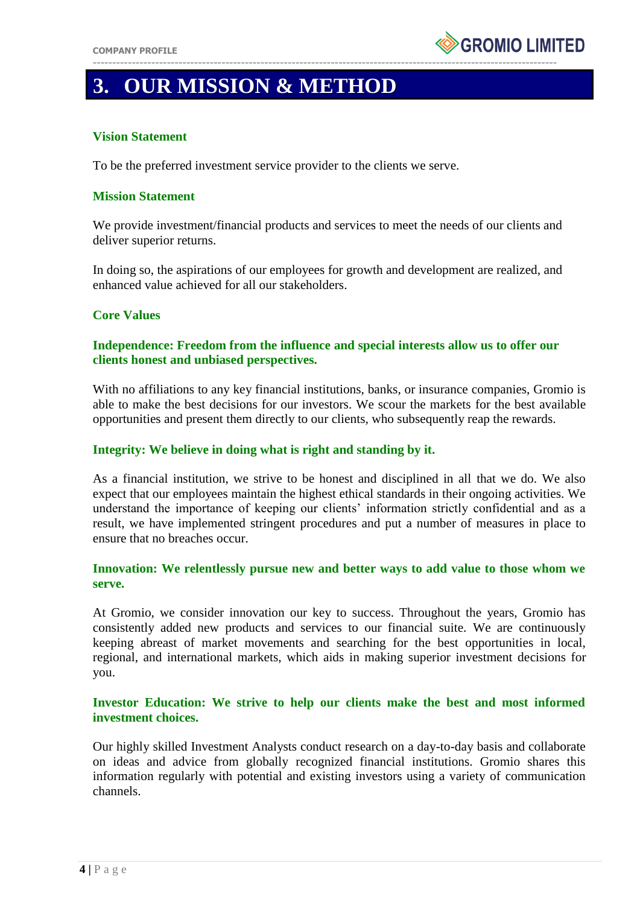# 3. OUR MISSION & METHOD

### Vision Statement

To be the preferred investment service provider to the clients we serve.

### Mission Statement

We provide investment/financial products and services to meet the needs of our clients and deliver superior returns.

In doing so, the aspirations of our employees for growth and development are realized, and enhanced value achieved for all our stakeholders.

### Core Values

**Independence: Freedom from the influence and special interests allow us to offer our clients honest and unbiased perspectives.**

With no affiliations to any key financial institutions, banks, or insurance companies, Gromio is able to make the best decisions for our investors. We scour the markets for the best available opportunities and present them directly to our clients, who subsequently reap the rewards.

**Integrity: We believe in doing what is right and standing by it.**

As a financial institution, we strive to be honest and disciplined in all that we do. We also expect that our employees maintain the highest ethical standards in their ongoing activities. We understand the importance of keeping our clients' information strictly confidential and as a result, we have implemented stringent procedures and put a number of measures in place to ensure that no breaches occur.

**Innovation: We relentlessly pursue new and better ways to add value to those whom we serve.**

At Gromio, we consider innovation our key to success. Throughout the years, Gromio has consistently added new products and services to our financial suite. We are continuously keeping abreast of market movements and searching for the best opportunities in local, regional, and international markets, which aids in making superior investment decisions for you.

**Investor Education: We strive to help our clients make the best and most informed investment choices.**

Our highly skilled Investment Analysts conduct research on a day-to-day basis and collaborate on ideas and advice from globally recognized financial institutions. Gromio shares this information regularly with potential and existing investors using a variety of communication channels.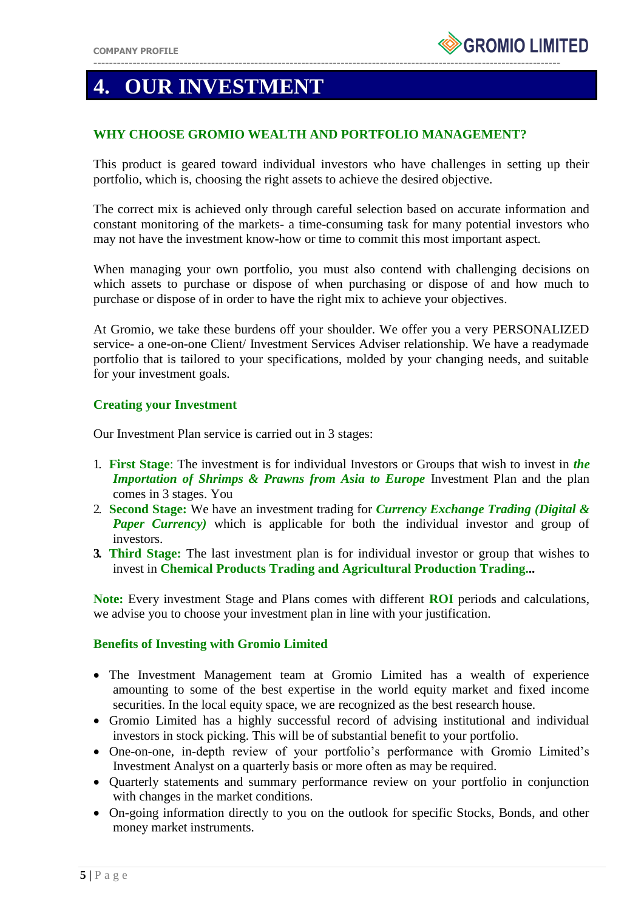# 4. OUR INVESTMENT

## WHY CHOOSE GROMIO WEALTH AND PORTFOLIO MANAGEMENT?

This product is geared toward individual investors who have challenges in setting up their portfolio, which is, choosing the right assets to achieve the desired objective.

The correct mix is achieved only through careful selection based on accurate information and constant monitoring of the markets- a time-consuming task for many potential investors who may not have the investment know-how or time to commit this most important aspect.

When managing your own portfolio, you must also contend with challenging decisions on which assets to purchase or dispose of when purchasing or dispose of and how much to purchase or dispose of in order to have the right mix to achieve your objectives.

At Gromio, we take these burdens off your shoulder. We offer you a very PERSONALIZED service- a one-on-one Client/ Investment Services Adviser relationship. We have a readymade portfolio that is tailored to your specifications, molded by your changing needs, and suitable for your investment goals.

### Creating your Investment

Our Investment Plan service is carried out in 3 stages:

1. **First Stage**: The investment is for individual Investors or Groups that wish to invest in ***the Importation of Shrimps & Prawns from Asia to Europe*** Investment Plan and the plan comes in 3 stages. You
2. **Second Stage:** We have an investment trading for ***Currency Exchange Trading (Digital & Paper Currency)*** which is applicable for both the individual investor and group of investors.
3. **Third Stage:** The last investment plan is for individual investor or group that wishes to invest in **Chemical Products Trading and Agricultural Production Trading...**

**Note:** Every investment Stage and Plans comes with different **ROI** periods and calculations, we advise you to choose your investment plan in line with your justification.

### Benefits of Investing with Gromio Limited

- The Investment Management team at Gromio Limited has a wealth of experience amounting to some of the best expertise in the world equity market and fixed income securities. In the local equity space, we are recognized as the best research house.
- Gromio Limited has a highly successful record of advising institutional and individual investors in stock picking. This will be of substantial benefit to your portfolio.
- One-on-one, in-depth review of your portfolio's performance with Gromio Limited's Investment Analyst on a quarterly basis or more often as may be required.
- Quarterly statements and summary performance review on your portfolio in conjunction with changes in the market conditions.
- On-going information directly to you on the outlook for specific Stocks, Bonds, and other money market instruments.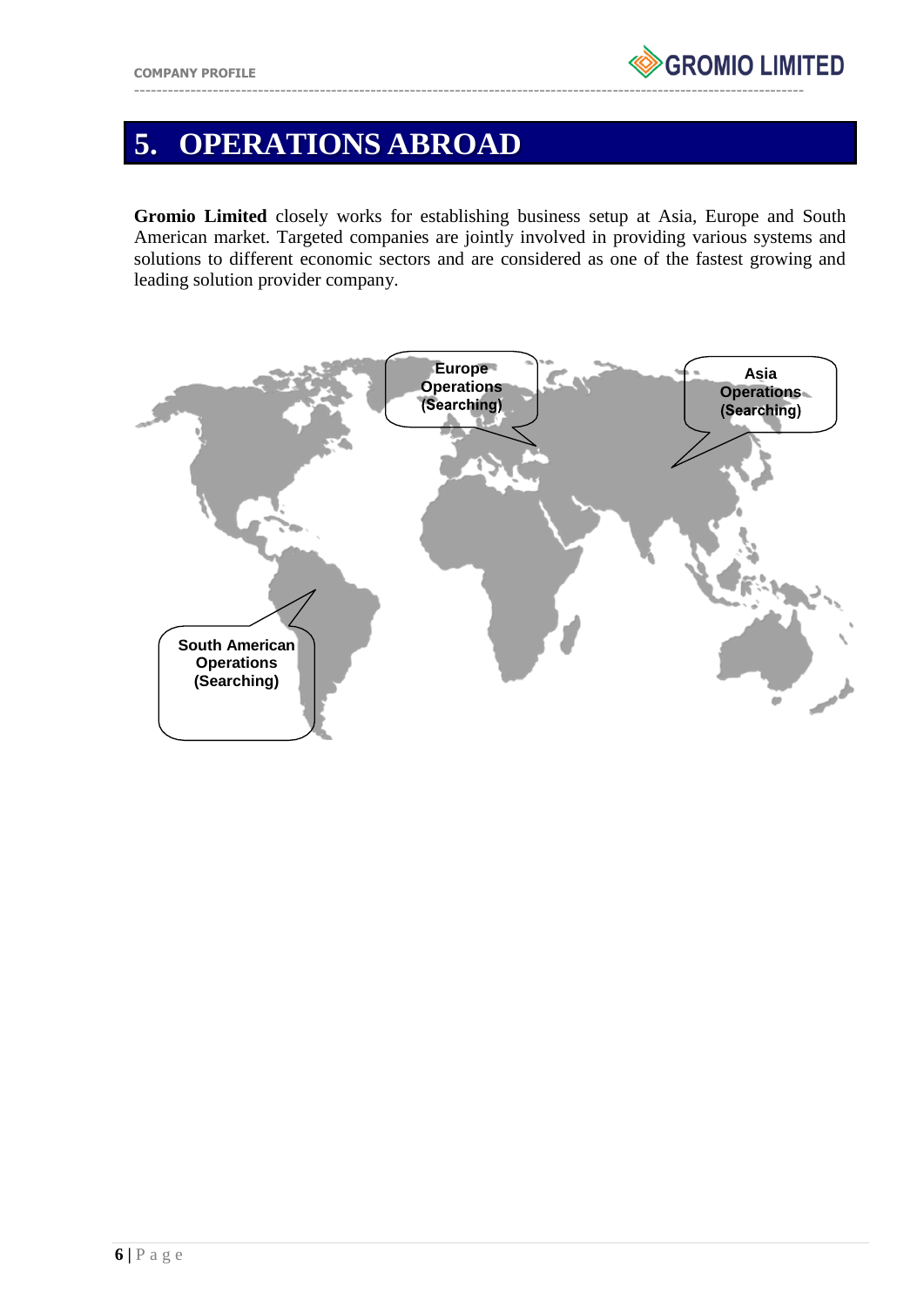# 5. OPERATIONS ABROAD

**Gromio Limited** closely works for establishing business setup at Asia, Europe and South American market. Targeted companies are jointly involved in providing various systems and solutions to different economic sectors and are considered as one of the fastest growing and leading solution provider company.

Europe Operations (Searching)

Asia Operations (Searching)

South American Operations (Searching)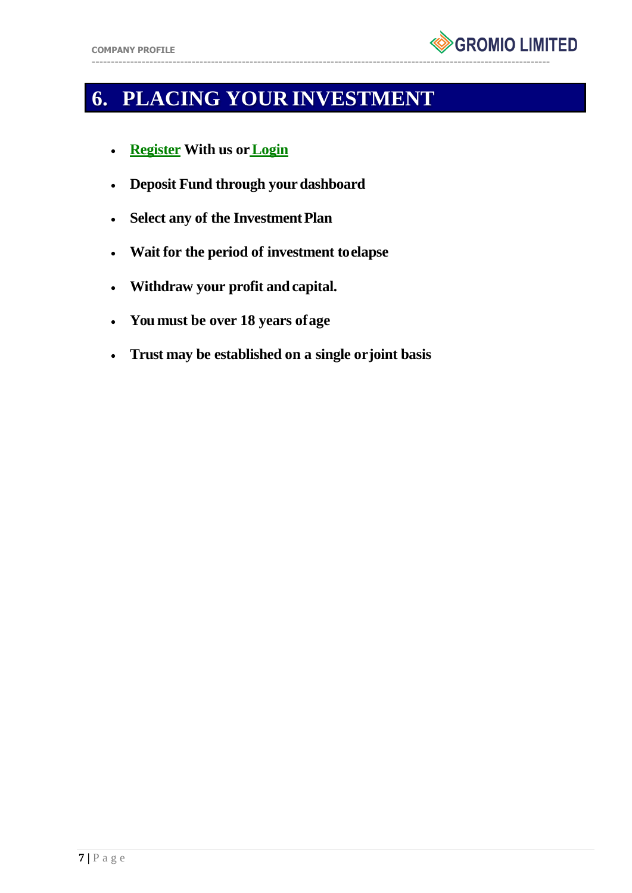# 6. PLACING YOUR INVESTMENT

- **Register With us or Login**
- **Deposit Fund through your dashboard**
- **Select any of the Investment Plan**
- **Wait for the period of investment to elapse**
- **Withdraw your profit and capital.**
- **You must be over 18 years of age**
- **Trust may be established on a single or joint basis**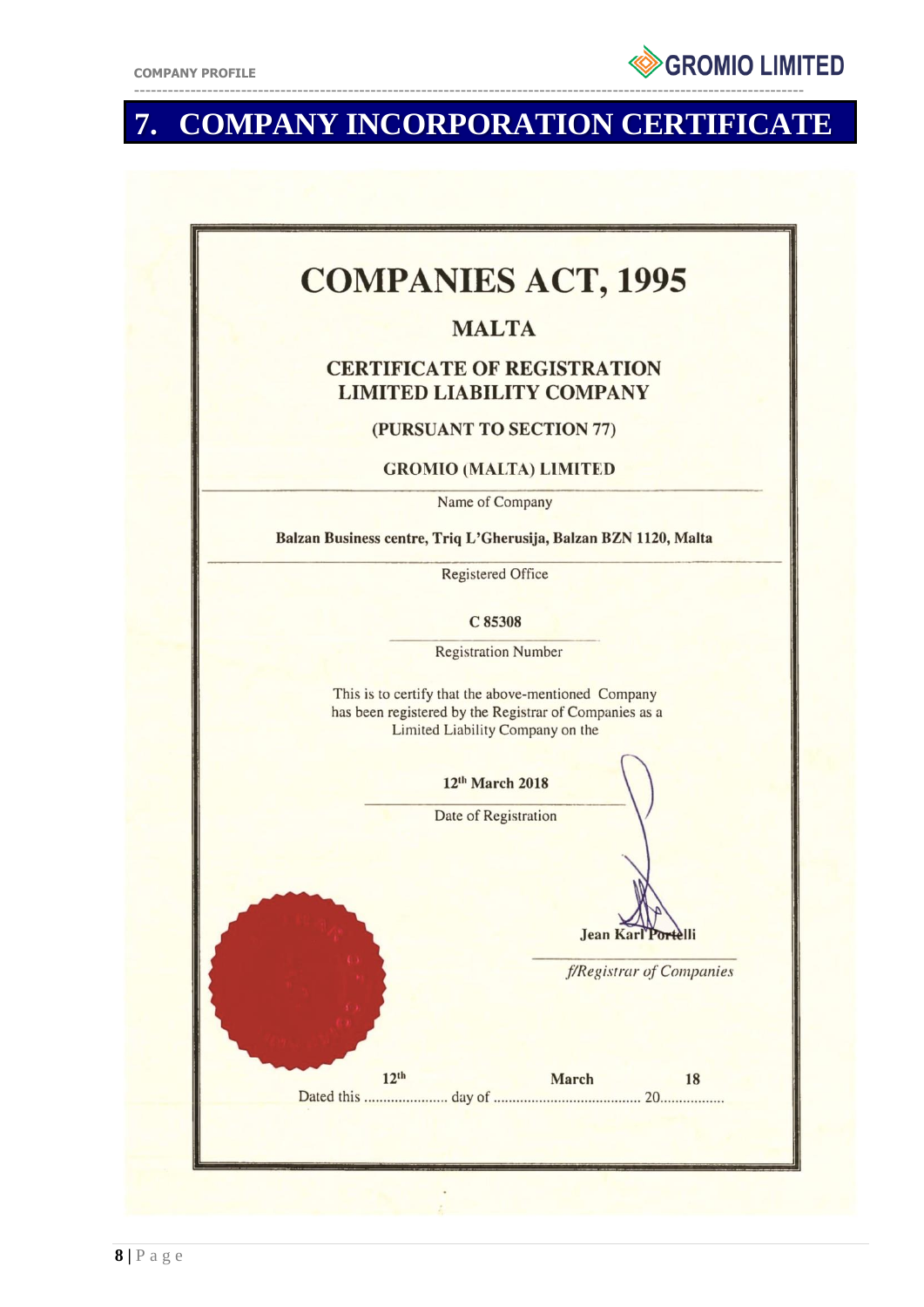# 7. COMPANY INCORPORATION CERTIFICATE

## COMPANIES ACT, 1995

### MALTA

### CERTIFICATE OF REGISTRATION
### LIMITED LIABILITY COMPANY

**(PURSUANT TO SECTION 77)**

**GROMIO (MALTA) LIMITED**

Name of Company

**Balzan Business centre, Triq L'Gherusija, Balzan BZN 1120, Malta**

Registered Office

**C 85308**

Registration Number

This is to certify that the above-mentioned Company has been registered by the Registrar of Companies as a Limited Liability Company on the

**12th March 2018**

Date of Registration

**Jean Karl Portelli**

*f/Registrar of Companies*

Dated this **12th** day of **March** 20**18**